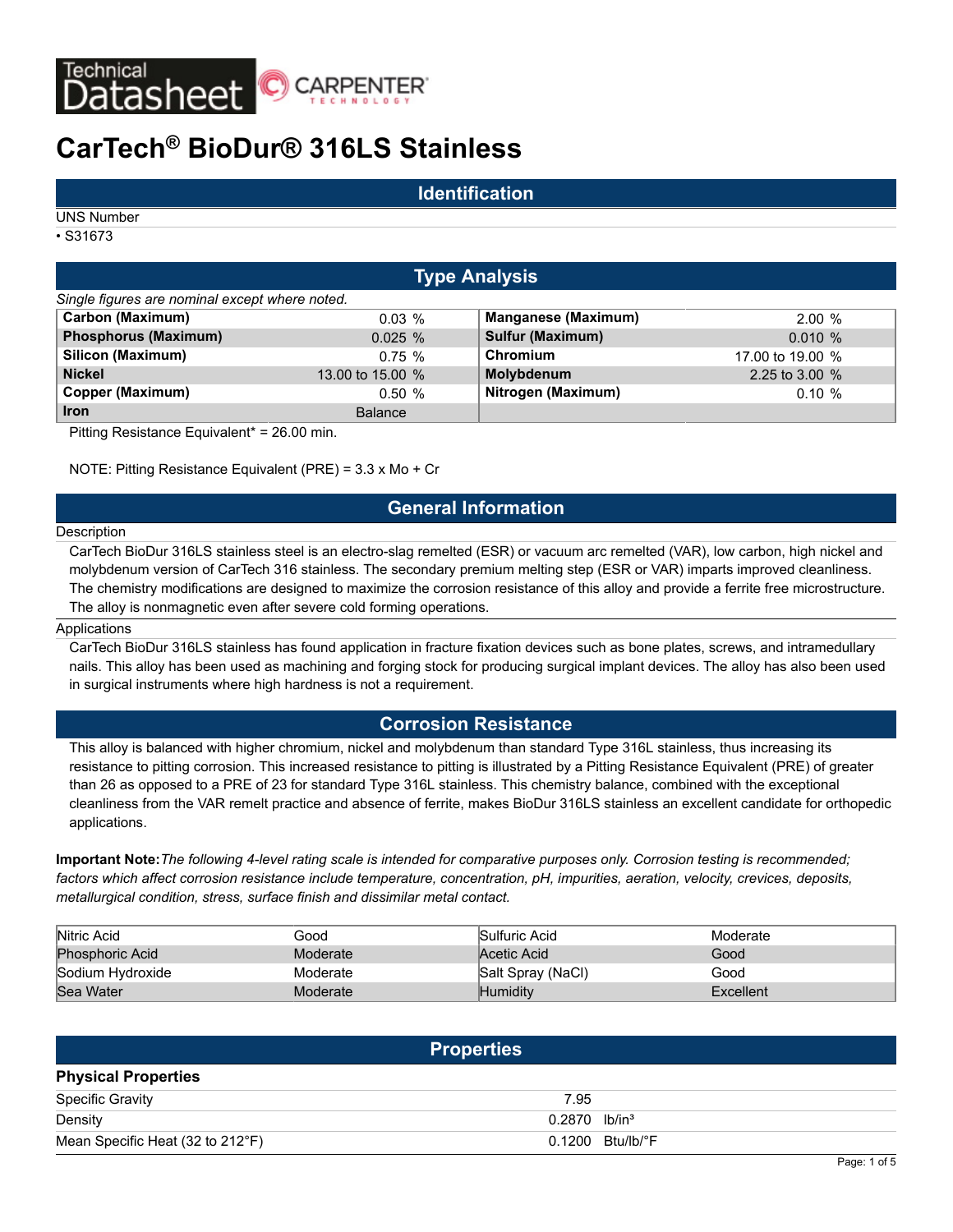Technical Datasheet CARPENTER TECHNOLOGY

# CarTech® BioDur® 316LS Stainless

## Identification

UNS Number

- S31673

## Type Analysis

*Single figures are nominal except where noted.*

| Element | Value | Element | Value |
|---|---|---|---|
| **Carbon (Maximum)** | 0.03 % | **Manganese (Maximum)** | 2.00 % |
| **Phosphorus (Maximum)** | 0.025 % | **Sulfur (Maximum)** | 0.010 % |
| **Silicon (Maximum)** | 0.75 % | **Chromium** | 17.00 to 19.00 % |
| **Nickel** | 13.00 to 15.00 % | **Molybdenum** | 2.25 to 3.00 % |
| **Copper (Maximum)** | 0.50 % | **Nitrogen (Maximum)** | 0.10 % |
| **Iron** | Balance | | |

Pitting Resistance Equivalent* = 26.00 min.

NOTE: Pitting Resistance Equivalent (PRE) = 3.3 x Mo + Cr

## General Information

### Description

CarTech BioDur 316LS stainless steel is an electro-slag remelted (ESR) or vacuum arc remelted (VAR), low carbon, high nickel and molybdenum version of CarTech 316 stainless. The secondary premium melting step (ESR or VAR) imparts improved cleanliness. The chemistry modifications are designed to maximize the corrosion resistance of this alloy and provide a ferrite free microstructure. The alloy is nonmagnetic even after severe cold forming operations.

### Applications

CarTech BioDur 316LS stainless has found application in fracture fixation devices such as bone plates, screws, and intramedullary nails. This alloy has been used as machining and forging stock for producing surgical implant devices. The alloy has also been used in surgical instruments where high hardness is not a requirement.

## Corrosion Resistance

This alloy is balanced with higher chromium, nickel and molybdenum than standard Type 316L stainless, thus increasing its resistance to pitting corrosion. This increased resistance to pitting is illustrated by a Pitting Resistance Equivalent (PRE) of greater than 26 as opposed to a PRE of 23 for standard Type 316L stainless. This chemistry balance, combined with the exceptional cleanliness from the VAR remelt practice and absence of ferrite, makes BioDur 316LS stainless an excellent candidate for orthopedic applications.

**Important Note:** *The following 4-level rating scale is intended for comparative purposes only. Corrosion testing is recommended; factors which affect corrosion resistance include temperature, concentration, pH, impurities, aeration, velocity, crevices, deposits, metallurgical condition, stress, surface finish and dissimilar metal contact.*

| Medium | Rating | Medium | Rating |
|---|---|---|---|
| Nitric Acid | Good | Sulfuric Acid | Moderate |
| Phosphoric Acid | Moderate | Acetic Acid | Good |
| Sodium Hydroxide | Moderate | Salt Spray (NaCl) | Good |
| Sea Water | Moderate | Humidity | Excellent |

## Properties

### Physical Properties

| Property | Value | Unit |
|---|---|---|
| Specific Gravity | 7.95 | |
| Density | 0.2870 | lb/in³ |
| Mean Specific Heat (32 to 212°F) | 0.1200 | Btu/lb/°F |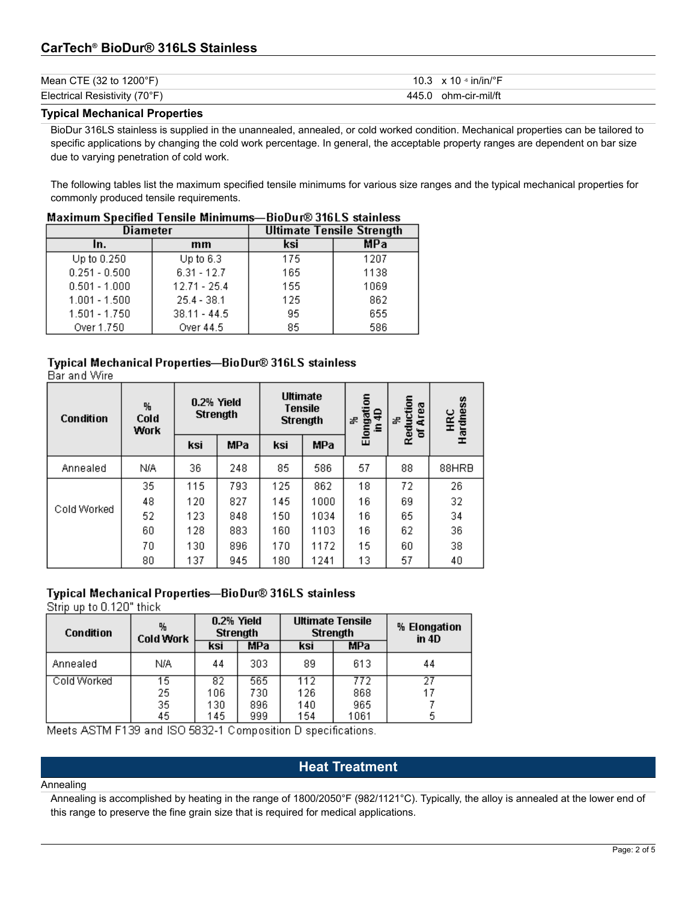| | |
|---|---|
| Mean CTE (32 to 1200°F) | 10.3 x 10 $^{-6}$ in/in/°F |
| Electrical Resistivity (70°F) | 445.0 ohm-cir-mil/ft |

## Typical Mechanical Properties

BioDur 316LS stainless is supplied in the unannealed, annealed, or cold worked condition. Mechanical properties can be tailored to specific applications by changing the cold work percentage. In general, the acceptable property ranges are dependent on bar size due to varying penetration of cold work.

The following tables list the maximum specified tensile minimums for various size ranges and the typical mechanical properties for commonly produced tensile requirements.

**Maximum Specified Tensile Minimums—BioDur® 316LS stainless**

| Diameter | | Ultimate Tensile Strength | |
|---|---|---|---|
| In. | mm | ksi | MPa |
| Up to 0.250 | Up to 6.3 | 175 | 1207 |
| 0.251 - 0.500 | 6.31 - 12.7 | 165 | 1138 |
| 0.501 - 1.000 | 12.71 - 25.4 | 155 | 1069 |
| 1.001 - 1.500 | 25.4 - 38.1 | 125 | 862 |
| 1.501 - 1.750 | 38.11 - 44.5 | 95 | 655 |
| Over 1.750 | Over 44.5 | 85 | 586 |

**Typical Mechanical Properties—BioDur® 316LS stainless**
Bar and Wire

| Condition | % Cold Work | 0.2% Yield Strength | | Ultimate Tensile Strength | | % Elongation in 4D | % Reduction of Area | HRC Hardness |
|---|---|---|---|---|---|---|---|---|
| | | ksi | MPa | ksi | MPa | | | |
| Annealed | N/A | 36 | 248 | 85 | 586 | 57 | 88 | 88HRB |
| Cold Worked | 35 | 115 | 793 | 125 | 862 | 18 | 72 | 26 |
| | 48 | 120 | 827 | 145 | 1000 | 16 | 69 | 32 |
| | 52 | 123 | 848 | 150 | 1034 | 16 | 65 | 34 |
| | 60 | 128 | 883 | 160 | 1103 | 16 | 62 | 36 |
| | 70 | 130 | 896 | 170 | 1172 | 15 | 60 | 38 |
| | 80 | 137 | 945 | 180 | 1241 | 13 | 57 | 40 |

**Typical Mechanical Properties—BioDur® 316LS stainless**
Strip up to 0.120" thick

| Condition | % Cold Work | 0.2% Yield Strength | | Ultimate Tensile Strength | | % Elongation in 4D |
|---|---|---|---|---|---|---|
| | | ksi | MPa | ksi | MPa | |
| Annealed | N/A | 44 | 303 | 89 | 613 | 44 |
| Cold Worked | 15 | 82 | 565 | 112 | 772 | 27 |
| | 25 | 106 | 730 | 126 | 868 | 17 |
| | 35 | 130 | 896 | 140 | 965 | 7 |
| | 45 | 145 | 999 | 154 | 1061 | 5 |

Meets ASTM F139 and ISO 5832-1 Composition D specifications.

## Heat Treatment

Annealing

Annealing is accomplished by heating in the range of 1800/2050°F (982/1121°C). Typically, the alloy is annealed at the lower end of this range to preserve the fine grain size that is required for medical applications.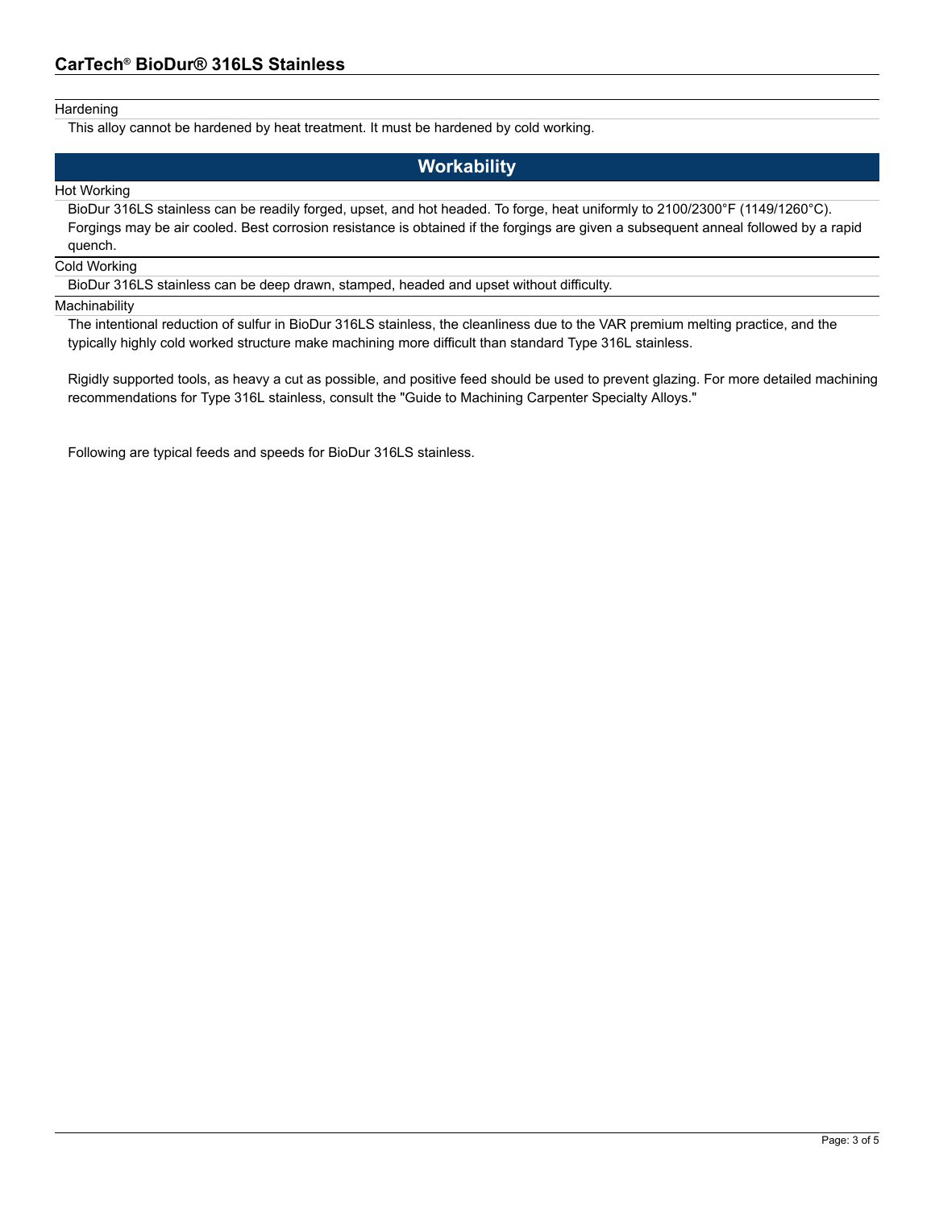### Hardening

This alloy cannot be hardened by heat treatment. It must be hardened by cold working.

## Workability

### Hot Working

BioDur 316LS stainless can be readily forged, upset, and hot headed. To forge, heat uniformly to 2100/2300°F (1149/1260°C). Forgings may be air cooled. Best corrosion resistance is obtained if the forgings are given a subsequent anneal followed by a rapid quench.

### Cold Working

BioDur 316LS stainless can be deep drawn, stamped, headed and upset without difficulty.

### Machinability

The intentional reduction of sulfur in BioDur 316LS stainless, the cleanliness due to the VAR premium melting practice, and the typically highly cold worked structure make machining more difficult than standard Type 316L stainless.

Rigidly supported tools, as heavy a cut as possible, and positive feed should be used to prevent glazing. For more detailed machining recommendations for Type 316L stainless, consult the "Guide to Machining Carpenter Specialty Alloys."

Following are typical feeds and speeds for BioDur 316LS stainless.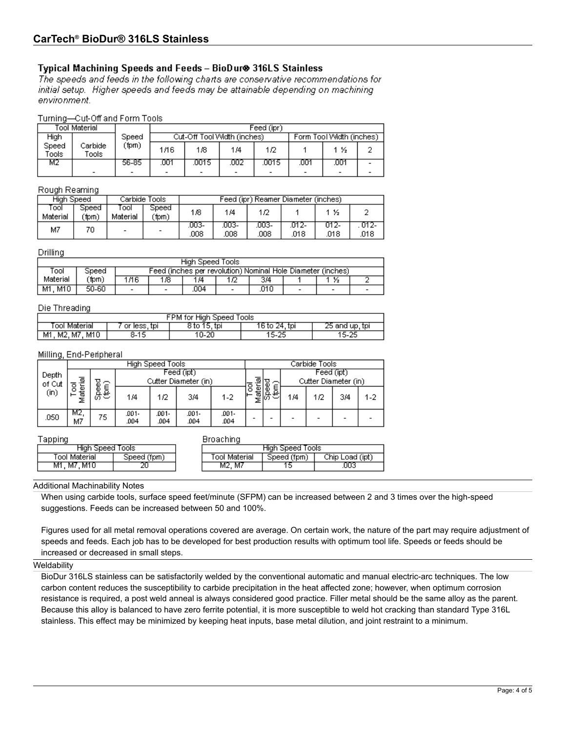## CarTech® BioDur® 316LS Stainless

### Typical Machining Speeds and Feeds – BioDur® 316LS Stainless

*The speeds and feeds in the following charts are conservative recommendations for initial setup. Higher speeds and feeds may be attainable depending on machining environment.*

Turning—Cut-Off and Form Tools

| Tool Material | | Speed (fpm) | Feed (ipr) | | | | | | |
|---|---|---|---|---|---|---|---|---|---|
| | | | Cut-Off Tool Width (inches) | | | | Form Tool Width (inches) | | |
| High Speed Tools | Carbide Tools | | 1/16 | 1/8 | 1/4 | 1/2 | 1 | 1 ½ | 2 |
| M2 | | 56-85 | .001 | .0015 | .002 | .0015 | .001 | .001 | - |
| | - | - | - | - | - | - | - | - | - |

Rough Reaming

| High Speed | | Carbide Tools | | Feed (ipr) Reamer Diameter (inches) | | | | | |
|---|---|---|---|---|---|---|---|---|---|
| Tool Material | Speed (fpm) | Tool Material | Speed (fpm) | 1/8 | 1/4 | 1/2 | 1 | 1 ½ | 2 |
| M7 | 70 | - | - | .003-.008 | .003-.008 | .003-.008 | .012-.018 | .012-.018 | .012-.018 |

Drilling

| High Speed Tools | | | | | | | | | |
|---|---|---|---|---|---|---|---|---|---|
| Tool Material | Speed (fpm) | Feed (inches per revolution) Nominal Hole Diameter (inches) | | | | | | | |
| | | 1/16 | 1/8 | 1/4 | 1/2 | 3/4 | 1 | 1 ½ | 2 |
| M1, M10 | 50-60 | - | - | .004 | - | .010 | - | - | - |

Die Threading

| FPM for High Speed Tools | | | | |
|---|---|---|---|---|
| Tool Material | 7 or less, tpi | 8 to 15, tpi | 16 to 24, tpi | 25 and up, tpi |
| M1, M2, M7, M10 | 8-15 | 10-20 | 15-25 | 15-25 |

Milling, End-Peripheral

| Depth of Cut (in) | High Speed Tools | | | | | | Carbide Tools | | | | | |
|---|---|---|---|---|---|---|---|---|---|---|---|---|
| | Tool Material | Speed (fpm) | Feed (ipt) Cutter Diameter (in) | | | | Tool Material | Speed (fpm) | Feed (ipt) Cutter Diameter (in) | | | |
| | | | 1/4 | 1/2 | 3/4 | 1-2 | | | 1/4 | 1/2 | 3/4 | 1-2 |
| .050 | M2, M7 | 75 | .001-.004 | .001-.004 | .001-.004 | .001-.004 | - | - | - | - | - | - |

Tapping

| High Speed Tools | |
|---|---|
| Tool Material | Speed (fpm) |
| M1, M7, M10 | 20 |

Broaching

| High Speed Tools | | |
|---|---|---|
| Tool Material | Speed (fpm) | Chip Load (ipt) |
| M2, M7 | 15 | .003 |

Additional Machinability Notes

When using carbide tools, surface speed feet/minute (SFPM) can be increased between 2 and 3 times over the high-speed suggestions. Feeds can be increased between 50 and 100%.

Figures used for all metal removal operations covered are average. On certain work, the nature of the part may require adjustment of speeds and feeds. Each job has to be developed for best production results with optimum tool life. Speeds or feeds should be increased or decreased in small steps.

Weldability

BioDur 316LS stainless can be satisfactorily welded by the conventional automatic and manual electric-arc techniques. The low carbon content reduces the susceptibility to carbide precipitation in the heat affected zone; however, when optimum corrosion resistance is required, a post weld anneal is always considered good practice. Filler metal should be the same alloy as the parent. Because this alloy is balanced to have zero ferrite potential, it is more susceptible to weld hot cracking than standard Type 316L stainless. This effect may be minimized by keeping heat inputs, base metal dilution, and joint restraint to a minimum.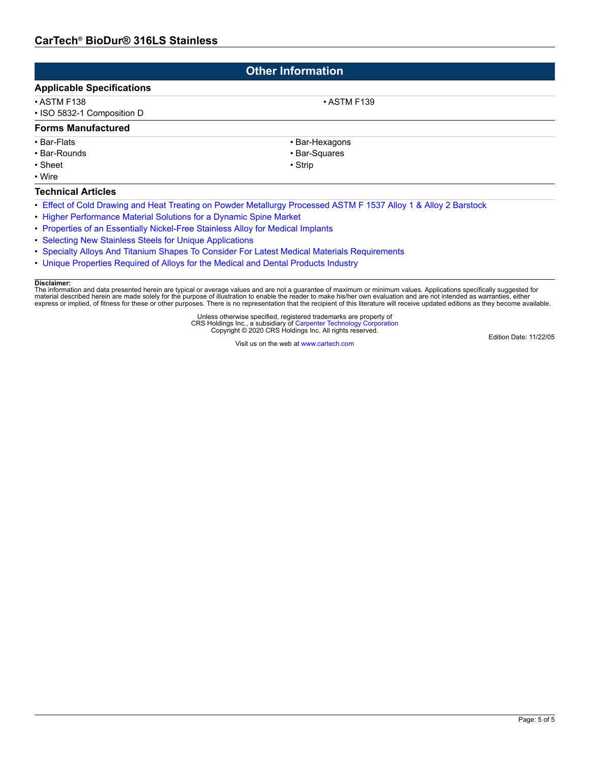## Other Information

### Applicable Specifications

- ASTM F138
- ASTM F139
- ISO 5832-1 Composition D

### Forms Manufactured

- Bar-Flats
- Bar-Hexagons
- Bar-Rounds
- Bar-Squares
- Sheet
- Strip
- Wire

### Technical Articles

- Effect of Cold Drawing and Heat Treating on Powder Metallurgy Processed ASTM F 1537 Alloy 1 & Alloy 2 Barstock
- Higher Performance Material Solutions for a Dynamic Spine Market
- Properties of an Essentially Nickel-Free Stainless Alloy for Medical Implants
- Selecting New Stainless Steels for Unique Applications
- Specialty Alloys And Titanium Shapes To Consider For Latest Medical Materials Requirements
- Unique Properties Required of Alloys for the Medical and Dental Products Industry

**Disclaimer:**
The information and data presented herein are typical or average values and are not a guarantee of maximum or minimum values. Applications specifically suggested for material described herein are made solely for the purpose of illustration to enable the reader to make his/her own evaluation and are not intended as warranties, either express or implied, of fitness for these or other purposes. There is no representation that the recipient of this literature will receive updated editions as they become available.

Unless otherwise specified, registered trademarks are property of
CRS Holdings Inc., a subsidiary of Carpenter Technology Corporation
Copyright © 2020 CRS Holdings Inc. All rights reserved.

Edition Date: 11/22/05

Visit us on the web at www.cartech.com